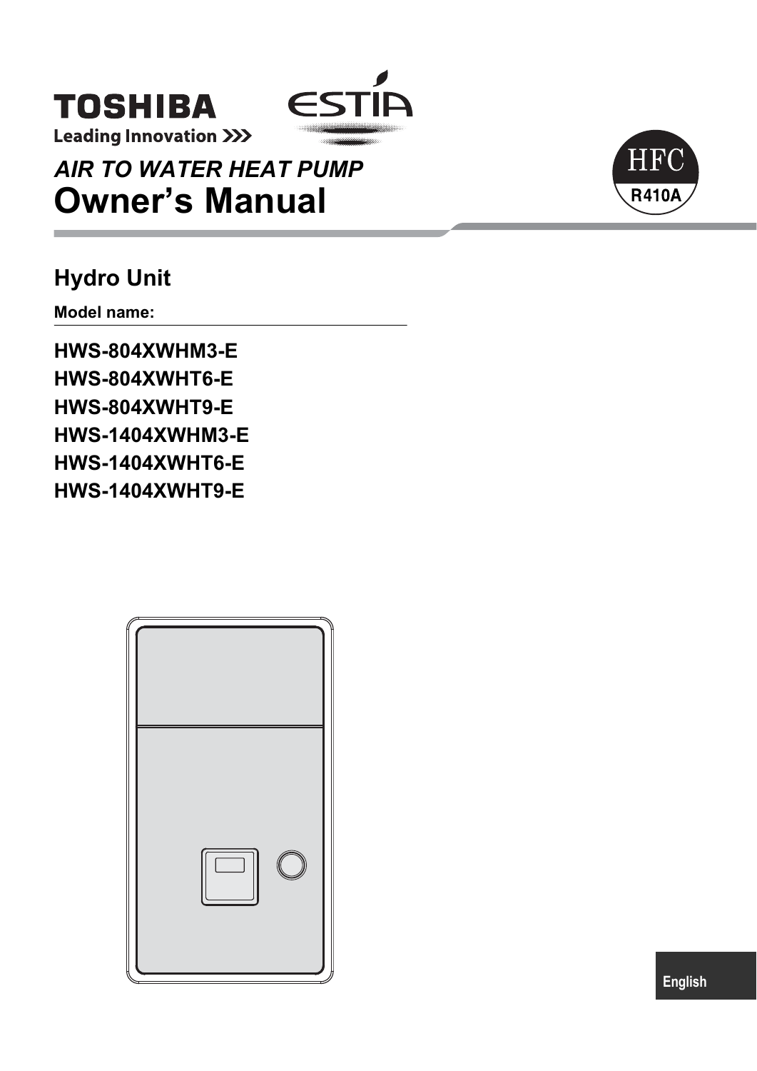TOSHIBA

Leading Innovation >>>

ESTIA

HFC R410A

# AIR TO WATER HEAT PUMP
# Owner's Manual

## Hydro Unit

**Model name:**

**HWS-804XWHM3-E**
**HWS-804XWHT6-E**
**HWS-804XWHT9-E**
**HWS-1404XWHM3-E**
**HWS-1404XWHT6-E**
**HWS-1404XWHT9-E**

English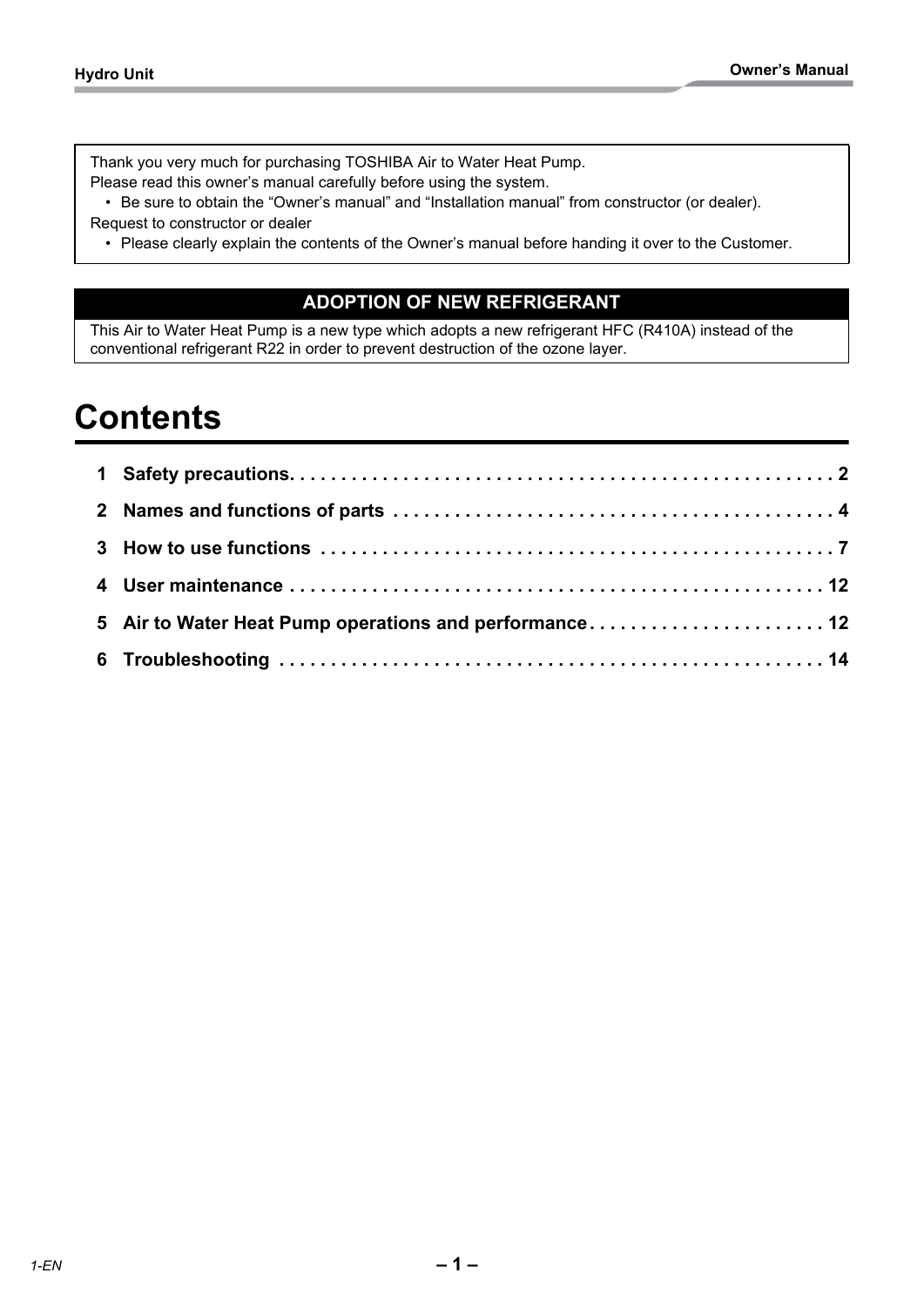Thank you very much for purchasing TOSHIBA Air to Water Heat Pump.
Please read this owner's manual carefully before using the system.

- Be sure to obtain the "Owner's manual" and "Installation manual" from constructor (or dealer).

Request to constructor or dealer

- Please clearly explain the contents of the Owner's manual before handing it over to the Customer.

## ADOPTION OF NEW REFRIGERANT

This Air to Water Heat Pump is a new type which adopts a new refrigerant HFC (R410A) instead of the conventional refrigerant R22 in order to prevent destruction of the ozone layer.

# Contents

**1 Safety precautions. . . . . . . . . . . . . . . . . . . . . . . . . . . . . . . . . . . . . . . . . . . . . . . . . . . . 2**

**2 Names and functions of parts . . . . . . . . . . . . . . . . . . . . . . . . . . . . . . . . . . . . . . . . . . 4**

**3 How to use functions . . . . . . . . . . . . . . . . . . . . . . . . . . . . . . . . . . . . . . . . . . . . . . . . . 7**

**4 User maintenance . . . . . . . . . . . . . . . . . . . . . . . . . . . . . . . . . . . . . . . . . . . . . . . . . . 12**

**5 Air to Water Heat Pump operations and performance . . . . . . . . . . . . . . . . . . . . . . 12**

**6 Troubleshooting . . . . . . . . . . . . . . . . . . . . . . . . . . . . . . . . . . . . . . . . . . . . . . . . . . . 14**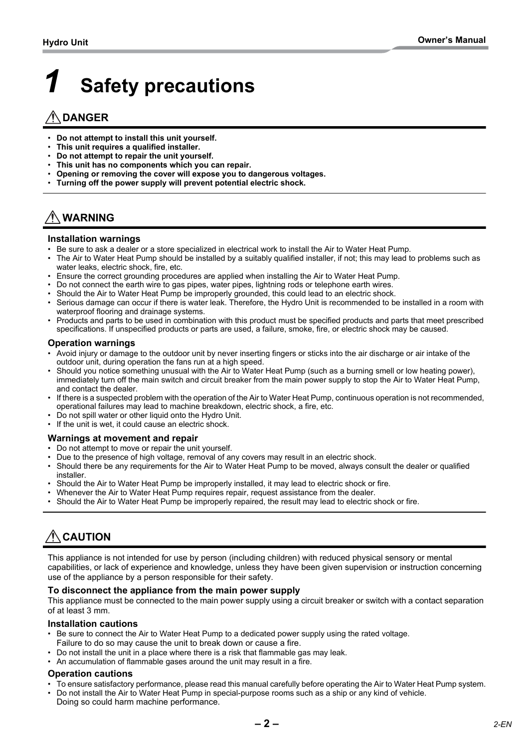# 1 Safety precautions

## ⚠ DANGER

- **Do not attempt to install this unit yourself.**
- **This unit requires a qualified installer.**
- **Do not attempt to repair the unit yourself.**
- **This unit has no components which you can repair.**
- **Opening or removing the cover will expose you to dangerous voltages.**
- **Turning off the power supply will prevent potential electric shock.**

## ⚠ WARNING

### Installation warnings

- Be sure to ask a dealer or a store specialized in electrical work to install the Air to Water Heat Pump.
- The Air to Water Heat Pump should be installed by a suitably qualified installer, if not; this may lead to problems such as water leaks, electric shock, fire, etc.
- Ensure the correct grounding procedures are applied when installing the Air to Water Heat Pump.
- Do not connect the earth wire to gas pipes, water pipes, lightning rods or telephone earth wires.
- Should the Air to Water Heat Pump be improperly grounded, this could lead to an electric shock.
- Serious damage can occur if there is water leak. Therefore, the Hydro Unit is recommended to be installed in a room with waterproof flooring and drainage systems.
- Products and parts to be used in combination with this product must be specified products and parts that meet prescribed specifications. If unspecified products or parts are used, a failure, smoke, fire, or electric shock may be caused.

### Operation warnings

- Avoid injury or damage to the outdoor unit by never inserting fingers or sticks into the air discharge or air intake of the outdoor unit, during operation the fans run at a high speed.
- Should you notice something unusual with the Air to Water Heat Pump (such as a burning smell or low heating power), immediately turn off the main switch and circuit breaker from the main power supply to stop the Air to Water Heat Pump, and contact the dealer.
- If there is a suspected problem with the operation of the Air to Water Heat Pump, continuous operation is not recommended, operational failures may lead to machine breakdown, electric shock, a fire, etc.
- Do not spill water or other liquid onto the Hydro Unit.
- If the unit is wet, it could cause an electric shock.

### Warnings at movement and repair

- Do not attempt to move or repair the unit yourself.
- Due to the presence of high voltage, removal of any covers may result in an electric shock.
- Should there be any requirements for the Air to Water Heat Pump to be moved, always consult the dealer or qualified installer.
- Should the Air to Water Heat Pump be improperly installed, it may lead to electric shock or fire.
- Whenever the Air to Water Heat Pump requires repair, request assistance from the dealer.
- Should the Air to Water Heat Pump be improperly repaired, the result may lead to electric shock or fire.

## ⚠ CAUTION

This appliance is not intended for use by person (including children) with reduced physical sensory or mental capabilities, or lack of experience and knowledge, unless they have been given supervision or instruction concerning use of the appliance by a person responsible for their safety.

### To disconnect the appliance from the main power supply

This appliance must be connected to the main power supply using a circuit breaker or switch with a contact separation of at least 3 mm.

### Installation cautions

- Be sure to connect the Air to Water Heat Pump to a dedicated power supply using the rated voltage.
  Failure to do so may cause the unit to break down or cause a fire.
- Do not install the unit in a place where there is a risk that flammable gas may leak.
- An accumulation of flammable gases around the unit may result in a fire.

### Operation cautions

- To ensure satisfactory performance, please read this manual carefully before operating the Air to Water Heat Pump system.
- Do not install the Air to Water Heat Pump in special-purpose rooms such as a ship or any kind of vehicle.
  Doing so could harm machine performance.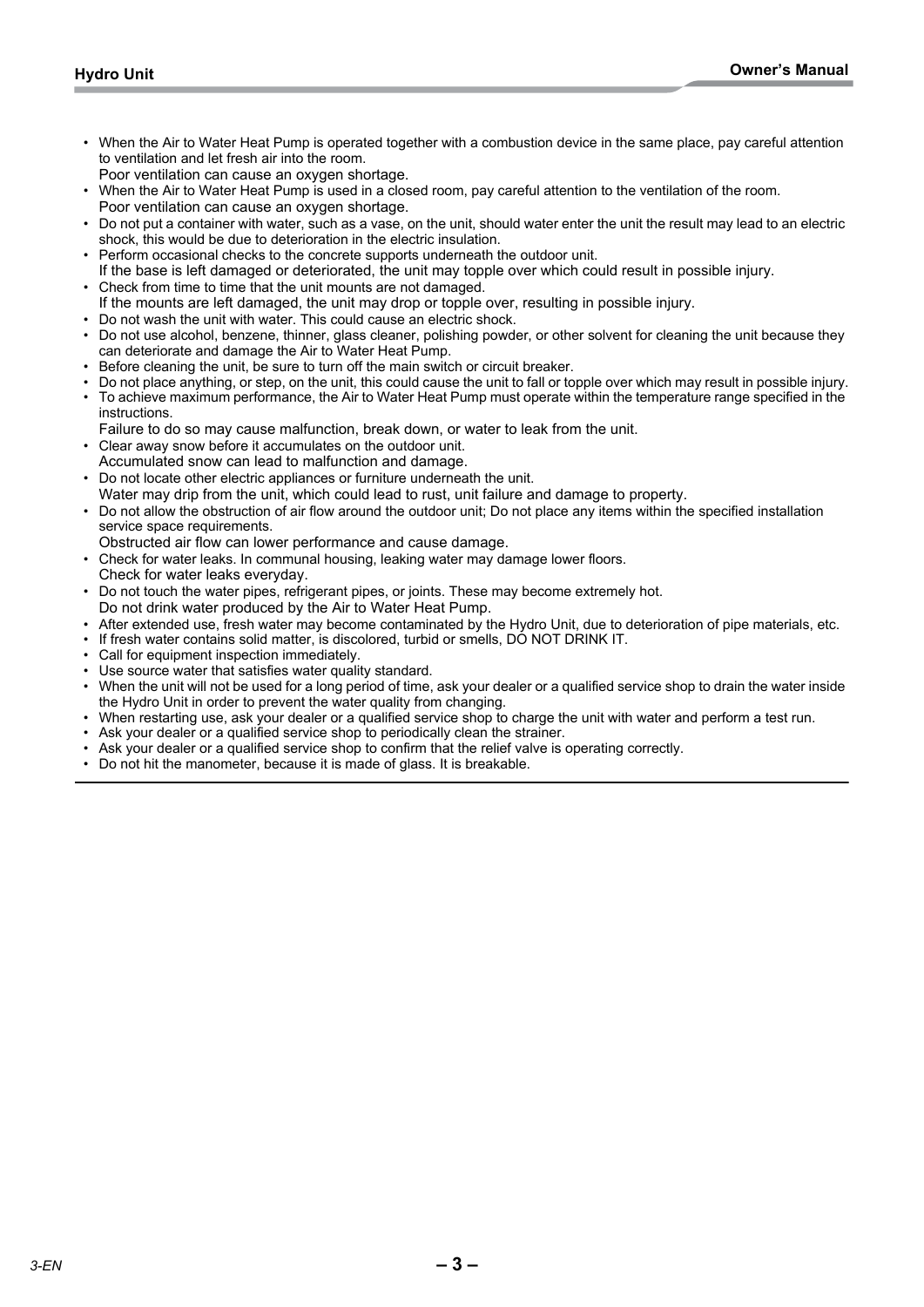- When the Air to Water Heat Pump is operated together with a combustion device in the same place, pay careful attention to ventilation and let fresh air into the room.
  Poor ventilation can cause an oxygen shortage.
- When the Air to Water Heat Pump is used in a closed room, pay careful attention to the ventilation of the room.
  Poor ventilation can cause an oxygen shortage.
- Do not put a container with water, such as a vase, on the unit, should water enter the unit the result may lead to an electric shock, this would be due to deterioration in the electric insulation.
- Perform occasional checks to the concrete supports underneath the outdoor unit.
  If the base is left damaged or deteriorated, the unit may topple over which could result in possible injury.
- Check from time to time that the unit mounts are not damaged.
  If the mounts are left damaged, the unit may drop or topple over, resulting in possible injury.
- Do not wash the unit with water. This could cause an electric shock.
- Do not use alcohol, benzene, thinner, glass cleaner, polishing powder, or other solvent for cleaning the unit because they can deteriorate and damage the Air to Water Heat Pump.
- Before cleaning the unit, be sure to turn off the main switch or circuit breaker.
- Do not place anything, or step, on the unit, this could cause the unit to fall or topple over which may result in possible injury.
- To achieve maximum performance, the Air to Water Heat Pump must operate within the temperature range specified in the instructions.
  Failure to do so may cause malfunction, break down, or water to leak from the unit.
- Clear away snow before it accumulates on the outdoor unit.
  Accumulated snow can lead to malfunction and damage.
- Do not locate other electric appliances or furniture underneath the unit.
  Water may drip from the unit, which could lead to rust, unit failure and damage to property.
- Do not allow the obstruction of air flow around the outdoor unit; Do not place any items within the specified installation service space requirements.
  Obstructed air flow can lower performance and cause damage.
- Check for water leaks. In communal housing, leaking water may damage lower floors.
  Check for water leaks everyday.
- Do not touch the water pipes, refrigerant pipes, or joints. These may become extremely hot.
  Do not drink water produced by the Air to Water Heat Pump.
- After extended use, fresh water may become contaminated by the Hydro Unit, due to deterioration of pipe materials, etc.
- If fresh water contains solid matter, is discolored, turbid or smells, DO NOT DRINK IT.
- Call for equipment inspection immediately.
- Use source water that satisfies water quality standard.
- When the unit will not be used for a long period of time, ask your dealer or a qualified service shop to drain the water inside the Hydro Unit in order to prevent the water quality from changing.
- When restarting use, ask your dealer or a qualified service shop to charge the unit with water and perform a test run.
- Ask your dealer or a qualified service shop to periodically clean the strainer.
- Ask your dealer or a qualified service shop to confirm that the relief valve is operating correctly.
- Do not hit the manometer, because it is made of glass. It is breakable.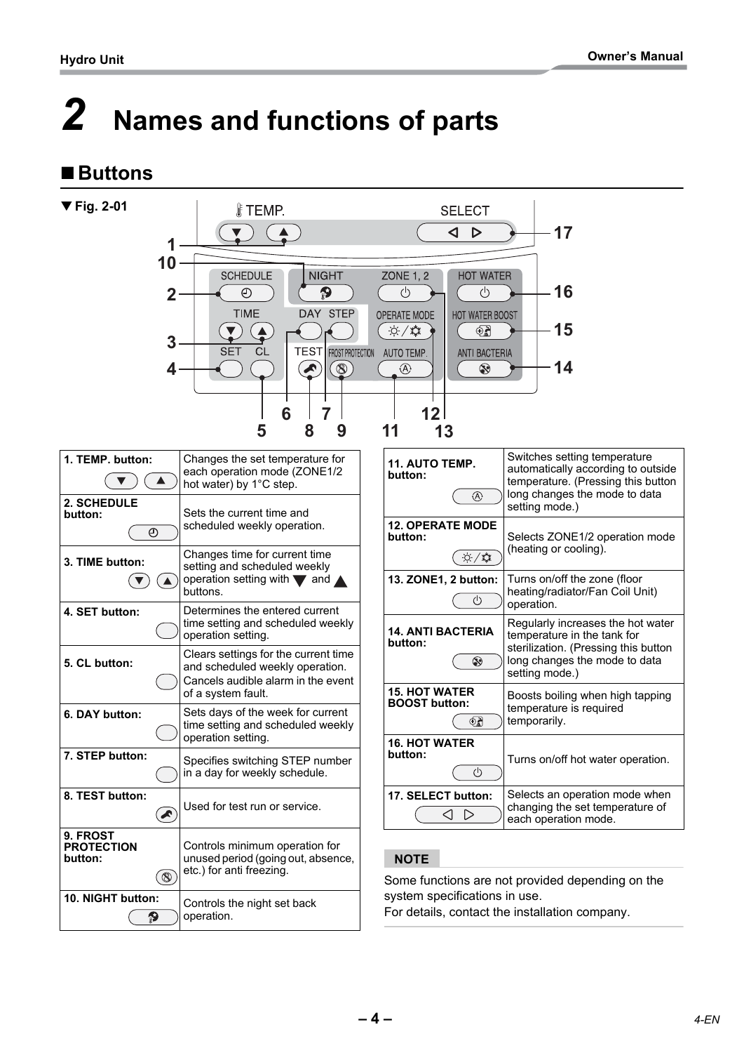# 2 Names and functions of parts

## ■ Buttons

▼ Fig. 2-01

| | |
|---|---|
| **1. TEMP. button:** | Changes the set temperature for each operation mode (ZONE1/2 hot water) by 1°C step. |
| **2. SCHEDULE button:** | Sets the current time and scheduled weekly operation. |
| **3. TIME button:** | Changes time for current time setting and scheduled weekly operation setting with ▼ and ▲ buttons. |
| **4. SET button:** | Determines the entered current time setting and scheduled weekly operation setting. |
| **5. CL button:** | Clears settings for the current time and scheduled weekly operation. Cancels audible alarm in the event of a system fault. |
| **6. DAY button:** | Sets days of the week for current time setting and scheduled weekly operation setting. |
| **7. STEP button:** | Specifies switching STEP number in a day for weekly schedule. |
| **8. TEST button:** | Used for test run or service. |
| **9. FROST PROTECTION button:** | Controls minimum operation for unused period (going out, absence, etc.) for anti freezing. |
| **10. NIGHT button:** | Controls the night set back operation. |
| **11. AUTO TEMP. button:** | Switches setting temperature automatically according to outside temperature. (Pressing this button long changes the mode to data setting mode.) |
| **12. OPERATE MODE button:** | Selects ZONE1/2 operation mode (heating or cooling). |
| **13. ZONE1, 2 button:** | Turns on/off the zone (floor heating/radiator/Fan Coil Unit) operation. |
| **14. ANTI BACTERIA button:** | Regularly increases the hot water temperature in the tank for sterilization. (Pressing this button long changes the mode to data setting mode.) |
| **15. HOT WATER BOOST button:** | Boosts boiling when high tapping temperature is required temporarily. |
| **16. HOT WATER button:** | Turns on/off hot water operation. |
| **17. SELECT button:** | Selects an operation mode when changing the set temperature of each operation mode. |

**NOTE**

Some functions are not provided depending on the system specifications in use.
For details, contact the installation company.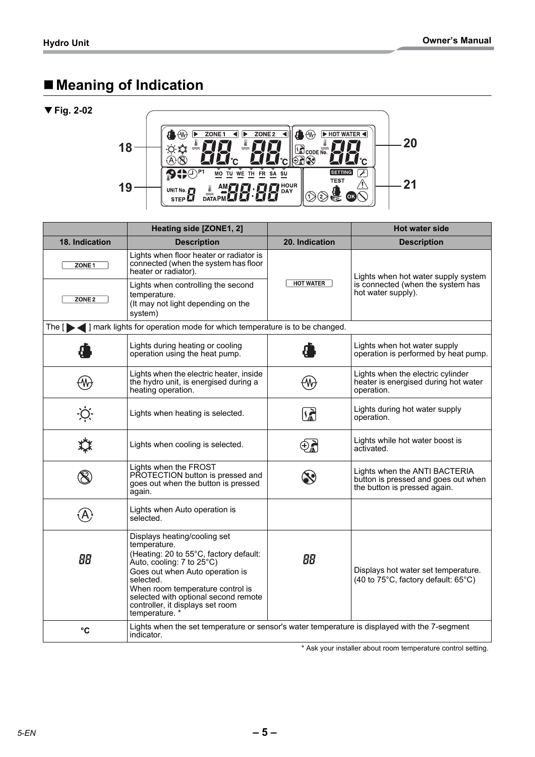## ■ Meaning of Indication

▼ Fig. 2-02

| | Heating side [ZONE1, 2] | | Hot water side |
|---|---|---|---|
| **18. Indication** | **Description** | **20. Indication** | **Description** |
| ZONE 1 | Lights when floor heater or radiator is connected (when the system has floor heater or radiator). | HOT WATER | Lights when hot water supply system is connected (when the system has hot water supply). |
| ZONE 2 | Lights when controlling the second temperature. (It may not light depending on the system) | | |
| The [ ▶ ◀ ] mark lights for operation mode for which temperature is to be changed. | | | |
| | Lights during heating or cooling operation using the heat pump. | | Lights when hot water supply operation is performed by heat pump. |
| | Lights when the electric heater, inside the hydro unit, is energised during a heating operation. | | Lights when the electric cylinder heater is energised during hot water operation. |
| | Lights when heating is selected. | | Lights during hot water supply operation. |
| | Lights when cooling is selected. | | Lights while hot water boost is activated. |
| | Lights when the FROST PROTECTION button is pressed and goes out when the button is pressed again. | | Lights when the ANTI BACTERIA button is pressed and goes out when the button is pressed again. |
| | Lights when Auto operation is selected. | | |
| 88 | Displays heating/cooling set temperature. (Heating: 20 to 55°C, factory default: Auto, cooling: 7 to 25°C) Goes out when Auto operation is selected. When room temperature control is selected with optional second remote controller, it displays set room temperature. * | 88 | Displays hot water set temperature. (40 to 75°C, factory default: 65°C) |
| °C | Lights when the set temperature or sensor's water temperature is displayed with the 7-segment indicator. | | |

* Ask your installer about room temperature control setting.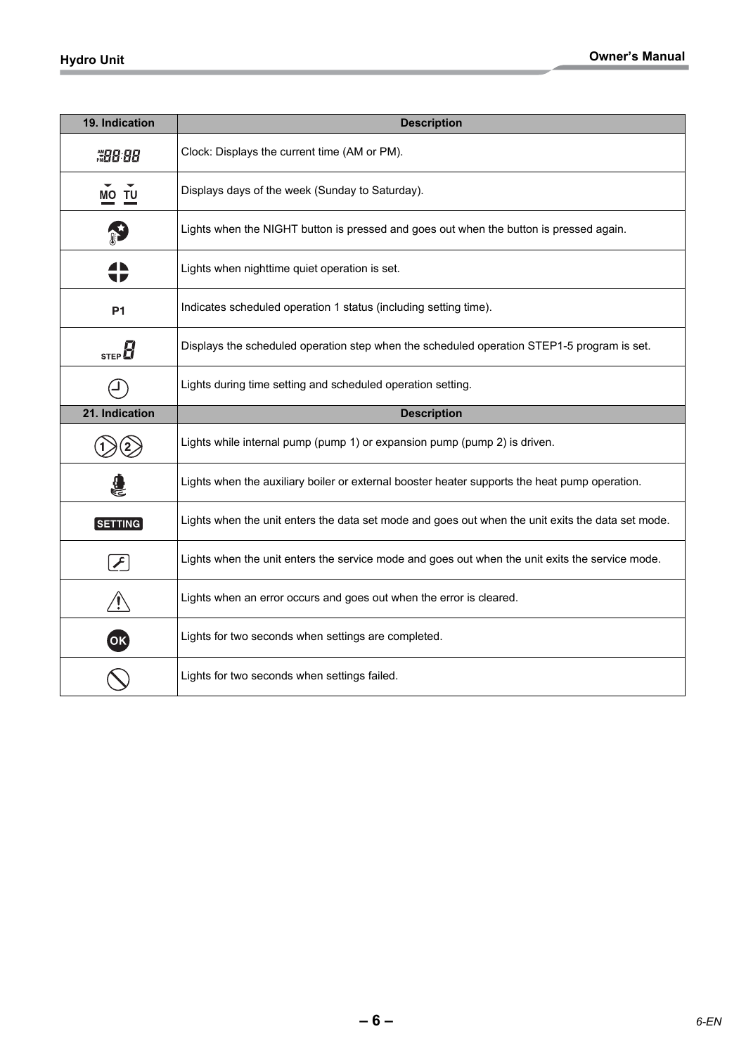| 19. Indication | Description |
| --- | --- |
| AM PM 88:88 | Clock: Displays the current time (AM or PM). |
| MO TU | Displays days of the week (Sunday to Saturday). |
| | Lights when the NIGHT button is pressed and goes out when the button is pressed again. |
| | Lights when nighttime quiet operation is set. |
| P1 | Indicates scheduled operation 1 status (including setting time). |
| STEP 8 | Displays the scheduled operation step when the scheduled operation STEP1-5 program is set. |
| | Lights during time setting and scheduled operation setting. |

| 21. Indication | Description |
| --- | --- |
| 1 2 | Lights while internal pump (pump 1) or expansion pump (pump 2) is driven. |
| | Lights when the auxiliary boiler or external booster heater supports the heat pump operation. |
| SETTING | Lights when the unit enters the data set mode and goes out when the unit exits the data set mode. |
| | Lights when the unit enters the service mode and goes out when the unit exits the service mode. |
| | Lights when an error occurs and goes out when the error is cleared. |
| OK | Lights for two seconds when settings are completed. |
| | Lights for two seconds when settings failed. |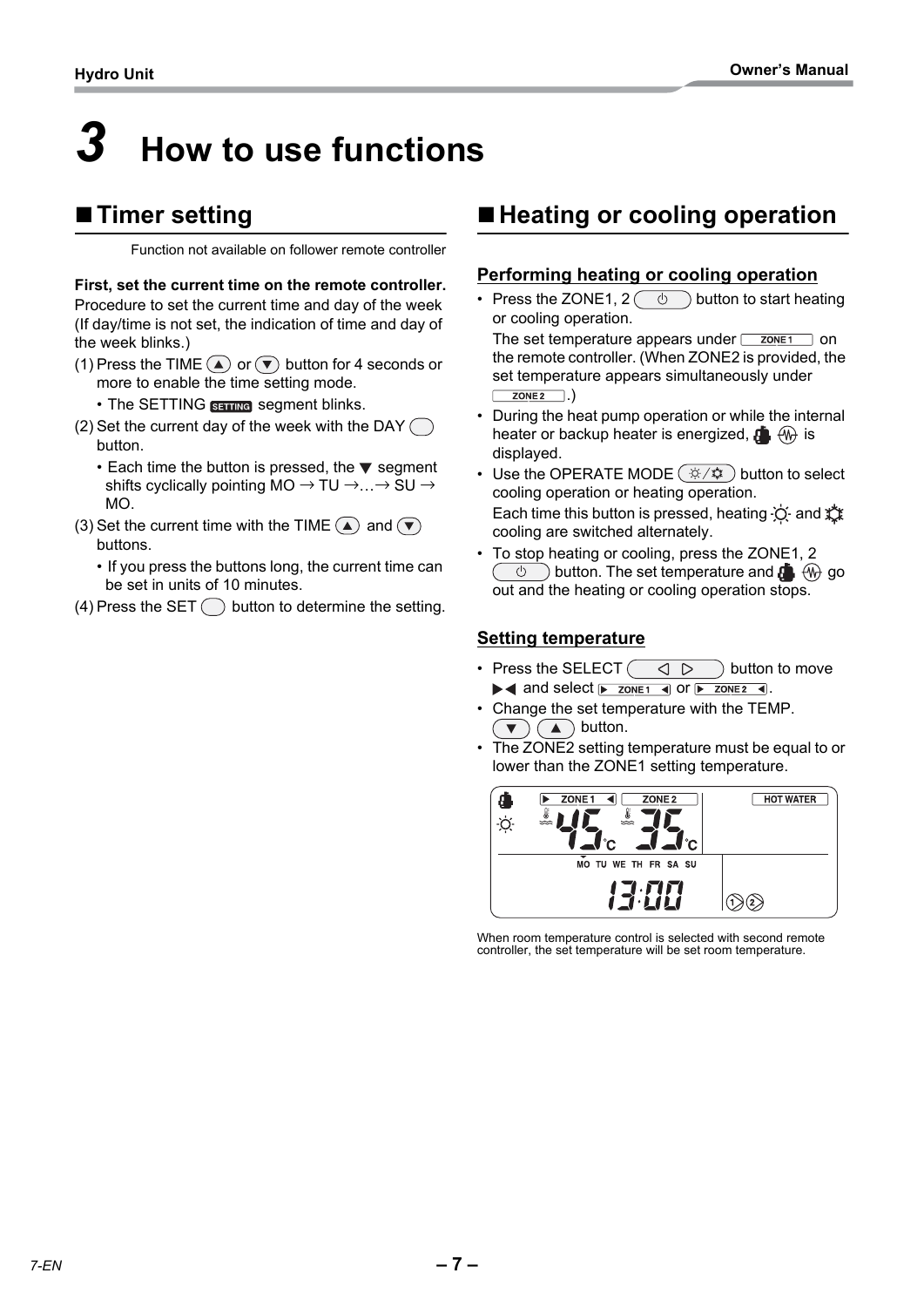# 3 How to use functions

## ■ Timer setting

Function not available on follower remote controller

**First, set the current time on the remote controller.**
Procedure to set the current time and day of the week (If day/time is not set, the indication of time and day of the week blinks.)

(1) Press the TIME ▲ or ▼ button for 4 seconds or more to enable the time setting mode.
   - The SETTING SETTING segment blinks.

(2) Set the current day of the week with the DAY button.
   - Each time the button is pressed, the ▼ segment shifts cyclically pointing MO → TU →…→ SU → MO.

(3) Set the current time with the TIME ▲ and ▼ buttons.
   - If you press the buttons long, the current time can be set in units of 10 minutes.

(4) Press the SET button to determine the setting.

## ■ Heating or cooling operation

### Performing heating or cooling operation

- Press the ZONE1, 2 ⏻ button to start heating or cooling operation.
  The set temperature appears under ZONE1 on the remote controller. (When ZONE2 is provided, the set temperature appears simultaneously under ZONE2.)
- During the heat pump operation or while the internal heater or backup heater is energized, the heat pump and heater icons are displayed.
- Use the OPERATE MODE ☼/❄ button to select cooling operation or heating operation.
  Each time this button is pressed, heating ☼ and ❄ cooling are switched alternately.
- To stop heating or cooling, press the ZONE1, 2 ⏻ button. The set temperature and the heat pump and heater icons go out and the heating or cooling operation stops.

### Setting temperature

- Press the SELECT ◁ ▷ button to move ▶◀ and select ▶ ZONE1 ◀ or ▶ ZONE2 ◀.
- Change the set temperature with the TEMP. ▼ ▲ button.
- The ZONE2 setting temperature must be equal to or lower than the ZONE1 setting temperature.

| ZONE 1 | ZONE 2 | HOT WATER |
|---|---|---|
| 45°C | 35°C | |
| MO TU WE TH FR SA SU 13:00 | | ①② |

When room temperature control is selected with second remote controller, the set temperature will be set room temperature.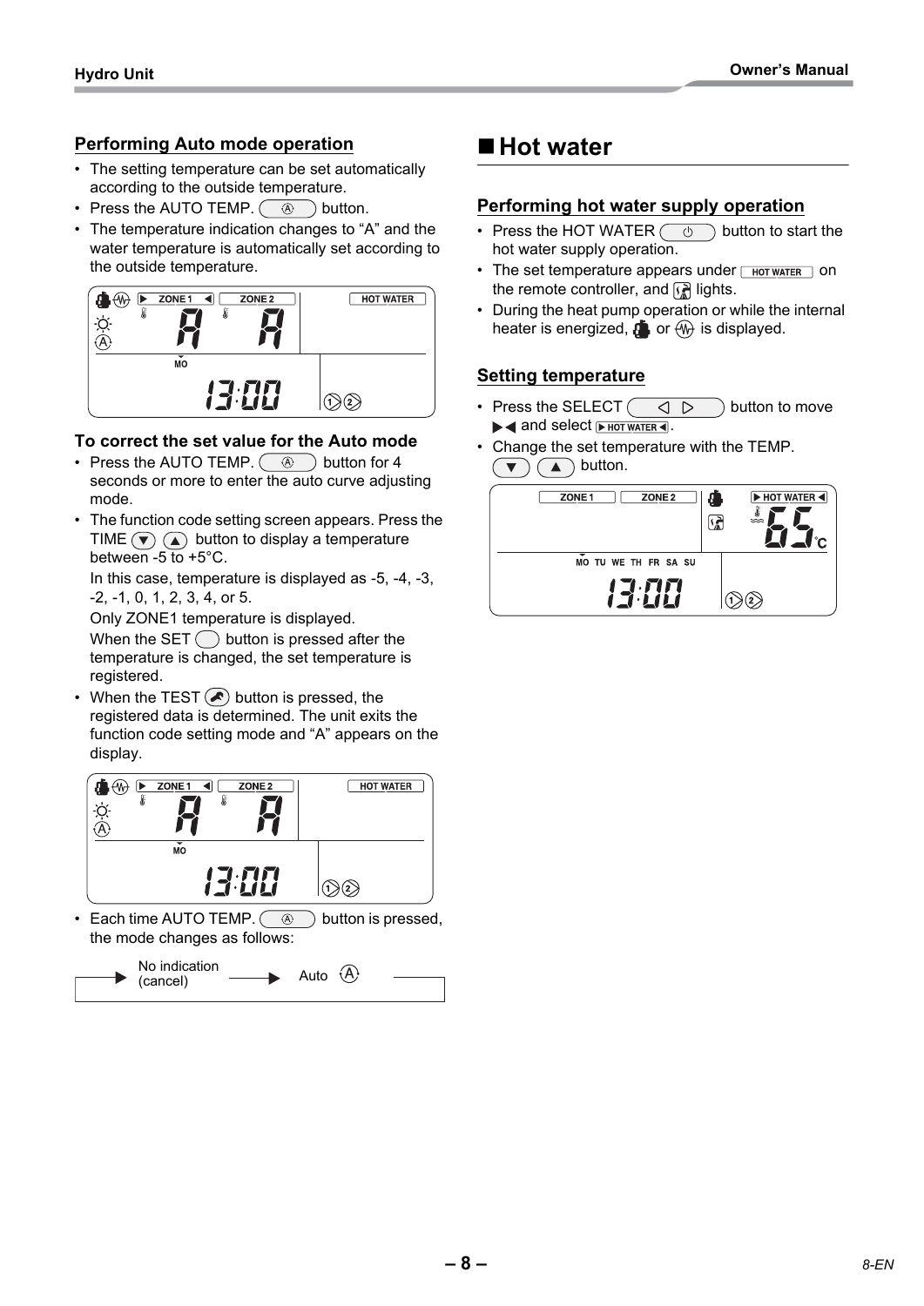### Performing Auto mode operation

- The setting temperature can be set automatically according to the outside temperature.
- Press the AUTO TEMP. (Ⓐ) button.
- The temperature indication changes to "A" and the water temperature is automatically set according to the outside temperature.

### To correct the set value for the Auto mode

- Press the AUTO TEMP. (Ⓐ) button for 4 seconds or more to enter the auto curve adjusting mode.
- The function code setting screen appears. Press the TIME (▼) (▲) button to display a temperature between -5 to +5°C.

  In this case, temperature is displayed as -5, -4, -3, -2, -1, 0, 1, 2, 3, 4, or 5.

  Only ZONE1 temperature is displayed.

  When the SET button is pressed after the temperature is changed, the set temperature is registered.
- When the TEST button is pressed, the registered data is determined. The unit exits the function code setting mode and "A" appears on the display.

- Each time AUTO TEMP. (Ⓐ) button is pressed, the mode changes as follows:

No indication (cancel) → Auto Ⓐ →

## ■ Hot water

### Performing hot water supply operation

- Press the HOT WATER (⏻) button to start the hot water supply operation.
- The set temperature appears under HOT WATER on the remote controller, and lights.
- During the heat pump operation or while the internal heater is energized, or is displayed.

### Setting temperature

- Press the SELECT (◁ ▷) button to move ▶◀ and select ▶ HOT WATER ◀.
- Change the set temperature with the TEMP. (▼) (▲) button.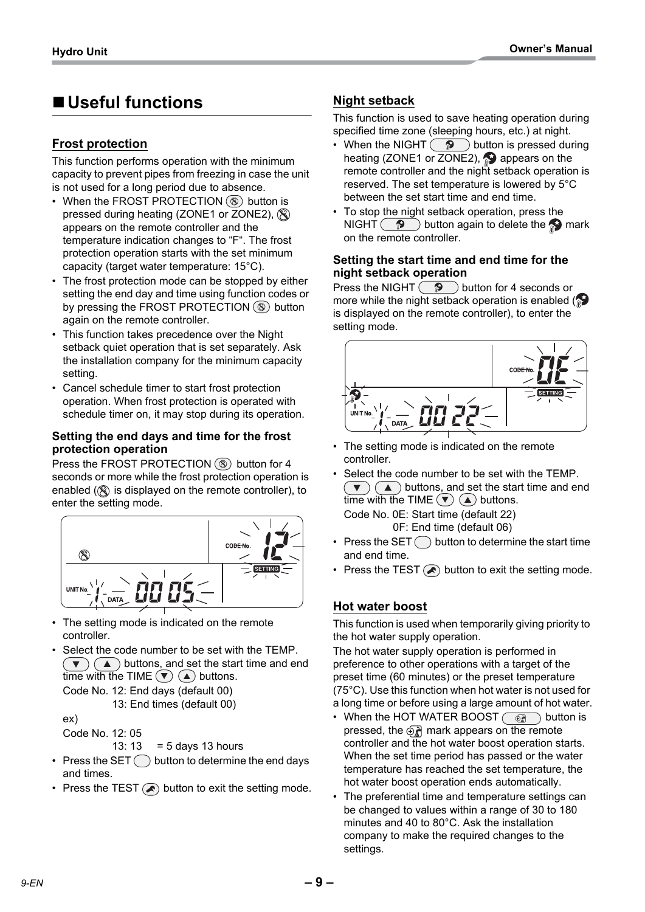## ■ Useful functions

### Frost protection

This function performs operation with the minimum capacity to prevent pipes from freezing in case the unit is not used for a long period due to absence.

- When the FROST PROTECTION button is pressed during heating (ZONE1 or ZONE2), appears on the remote controller and the temperature indication changes to "F". The frost protection operation starts with the set minimum capacity (target water temperature: 15°C).
- The frost protection mode can be stopped by either setting the end day and time using function codes or by pressing the FROST PROTECTION button again on the remote controller.
- This function takes precedence over the Night setback quiet operation that is set separately. Ask the installation company for the minimum capacity setting.
- Cancel schedule timer to start frost protection operation. When frost protection is operated with schedule timer on, it may stop during its operation.

#### Setting the end days and time for the frost protection operation

Press the FROST PROTECTION button for 4 seconds or more while the frost protection operation is enabled ( is displayed on the remote controller), to enter the setting mode.

CODE No. 12
SETTING
UNIT No. 1 DATA 0005

- The setting mode is indicated on the remote controller.
- Select the code number to be set with the TEMP. ▼ ▲ buttons, and set the start time and end time with the TIME ▼ ▲ buttons.
  Code No. 12: End days (default 00)
  13: End times (default 00)

  ex)
  Code No. 12: 05
  13: 13 = 5 days 13 hours
- Press the SET button to determine the end days and times.
- Press the TEST button to exit the setting mode.

### Night setback

This function is used to save heating operation during specified time zone (sleeping hours, etc.) at night.

- When the NIGHT button is pressed during heating (ZONE1 or ZONE2), appears on the remote controller and the night setback operation is reserved. The set temperature is lowered by 5°C between the set start time and end time.
- To stop the night setback operation, press the NIGHT button again to delete the mark on the remote controller.

#### Setting the start time and end time for the night setback operation

Press the NIGHT button for 4 seconds or more while the night setback operation is enabled ( is displayed on the remote controller), to enter the setting mode.

CODE No. 0E
SETTING
UNIT No. 1 DATA 0022

- The setting mode is indicated on the remote controller.
- Select the code number to be set with the TEMP. ▼ ▲ buttons, and set the start time and end time with the TIME ▼ ▲ buttons.
  Code No. 0E: Start time (default 22)
  0F: End time (default 06)
- Press the SET button to determine the start time and end time.
- Press the TEST button to exit the setting mode.

### Hot water boost

This function is used when temporarily giving priority to the hot water supply operation.

The hot water supply operation is performed in preference to other operations with a target of the preset time (60 minutes) or the preset temperature (75°C). Use this function when hot water is not used for a long time or before using a large amount of hot water.

- When the HOT WATER BOOST button is pressed, the mark appears on the remote controller and the hot water boost operation starts. When the set time period has passed or the water temperature has reached the set temperature, the hot water boost operation ends automatically.
- The preferential time and temperature settings can be changed to values within a range of 30 to 180 minutes and 40 to 80°C. Ask the installation company to make the required changes to the settings.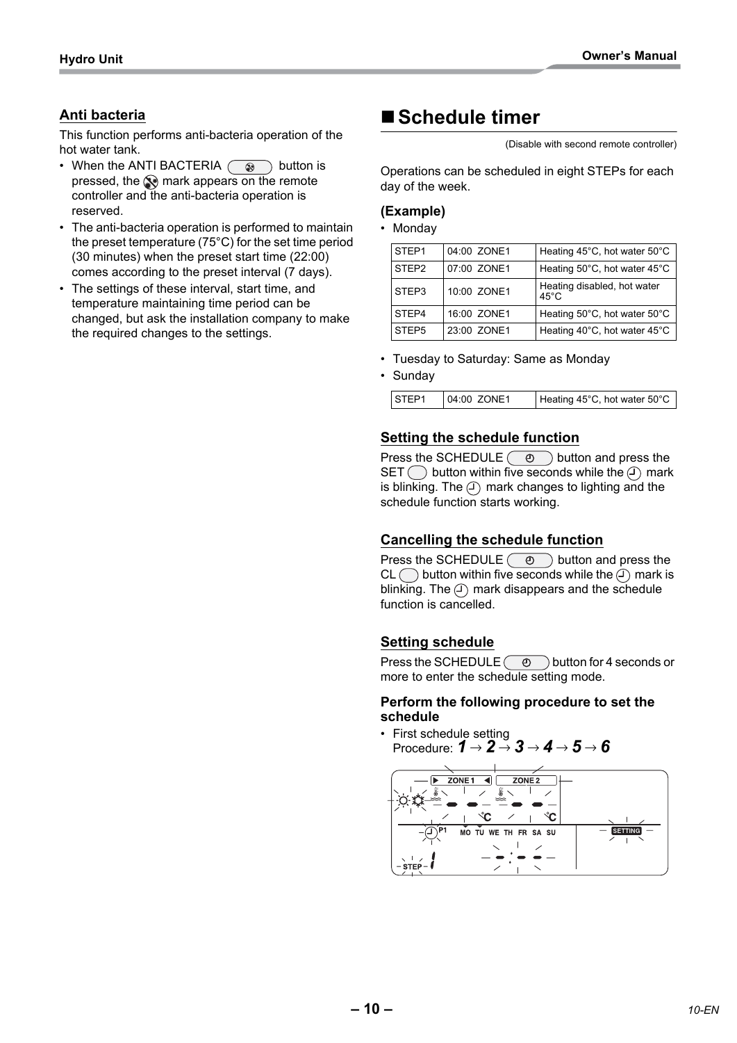## Anti bacteria

This function performs anti-bacteria operation of the hot water tank.

- When the ANTI BACTERIA button is pressed, the mark appears on the remote controller and the anti-bacteria operation is reserved.
- The anti-bacteria operation is performed to maintain the preset temperature (75°C) for the set time period (30 minutes) when the preset start time (22:00) comes according to the preset interval (7 days).
- The settings of these interval, start time, and temperature maintaining time period can be changed, but ask the installation company to make the required changes to the settings.

# ■ Schedule timer

(Disable with second remote controller)

Operations can be scheduled in eight STEPs for each day of the week.

### (Example)

- Monday

| STEP1 | 04:00 ZONE1 | Heating 45°C, hot water 50°C |
|---|---|---|
| STEP2 | 07:00 ZONE1 | Heating 50°C, hot water 45°C |
| STEP3 | 10:00 ZONE1 | Heating disabled, hot water 45°C |
| STEP4 | 16:00 ZONE1 | Heating 50°C, hot water 50°C |
| STEP5 | 23:00 ZONE1 | Heating 40°C, hot water 45°C |

- Tuesday to Saturday: Same as Monday
- Sunday

| STEP1 | 04:00 ZONE1 | Heating 45°C, hot water 50°C |
|---|---|---|

## Setting the schedule function

Press the SCHEDULE button and press the SET button within five seconds while the mark is blinking. The mark changes to lighting and the schedule function starts working.

## Cancelling the schedule function

Press the SCHEDULE button and press the CL button within five seconds while the mark is blinking. The mark disappears and the schedule function is cancelled.

## Setting schedule

Press the SCHEDULE button for 4 seconds or more to enter the schedule setting mode.

### Perform the following procedure to set the schedule

- First schedule setting
  Procedure: ***1*** → ***2*** → ***3*** → ***4*** → ***5*** → ***6***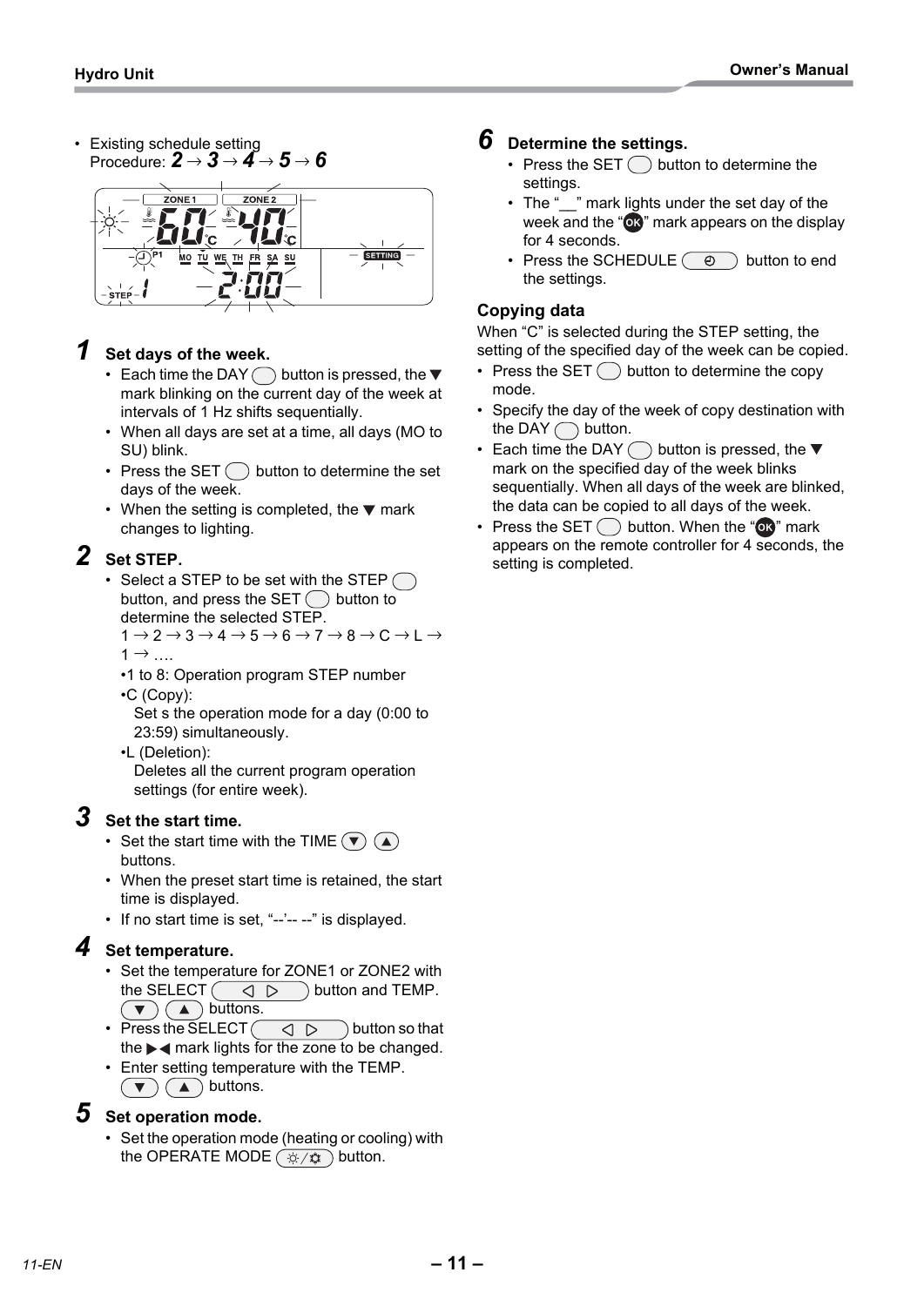- Existing schedule setting
  Procedure: ***2*** → ***3*** → ***4*** → ***5*** → ***6***

## 1 Set days of the week.

- Each time the DAY ◯ button is pressed, the ▼ mark blinking on the current day of the week at intervals of 1 Hz shifts sequentially.
- When all days are set at a time, all days (MO to SU) blink.
- Press the SET ◯ button to determine the set days of the week.
- When the setting is completed, the ▼ mark changes to lighting.

## 2 Set STEP.

- Select a STEP to be set with the STEP ◯ button, and press the SET ◯ button to determine the selected STEP.
  1 → 2 → 3 → 4 → 5 → 6 → 7 → 8 → C → L → 1 → ….
  - 1 to 8: Operation program STEP number
  - C (Copy):
    Set s the operation mode for a day (0:00 to 23:59) simultaneously.
  - L (Deletion):
    Deletes all the current program operation settings (for entire week).

## 3 Set the start time.

- Set the start time with the TIME (▼) (▲) buttons.
- When the preset start time is retained, the start time is displayed.
- If no start time is set, "--'-- --" is displayed.

## 4 Set temperature.

- Set the temperature for ZONE1 or ZONE2 with the SELECT ( ◁ ▷ ) button and TEMP. (▼) (▲) buttons.
- Press the SELECT ( ◁ ▷ ) button so that the ▶◀ mark lights for the zone to be changed.
- Enter setting temperature with the TEMP. (▼) (▲) buttons.

## 5 Set operation mode.

- Set the operation mode (heating or cooling) with the OPERATE MODE ( ☼/❄ ) button.

## 6 Determine the settings.

- Press the SET ◯ button to determine the settings.
- The "__" mark lights under the set day of the week and the "OK" mark appears on the display for 4 seconds.
- Press the SCHEDULE ( ◷ ) button to end the settings.

### Copying data

When "C" is selected during the STEP setting, the setting of the specified day of the week can be copied.

- Press the SET ◯ button to determine the copy mode.
- Specify the day of the week of copy destination with the DAY ◯ button.
- Each time the DAY ◯ button is pressed, the ▼ mark on the specified day of the week blinks sequentially. When all days of the week are blinked, the data can be copied to all days of the week.
- Press the SET ◯ button. When the "OK" mark appears on the remote controller for 4 seconds, the setting is completed.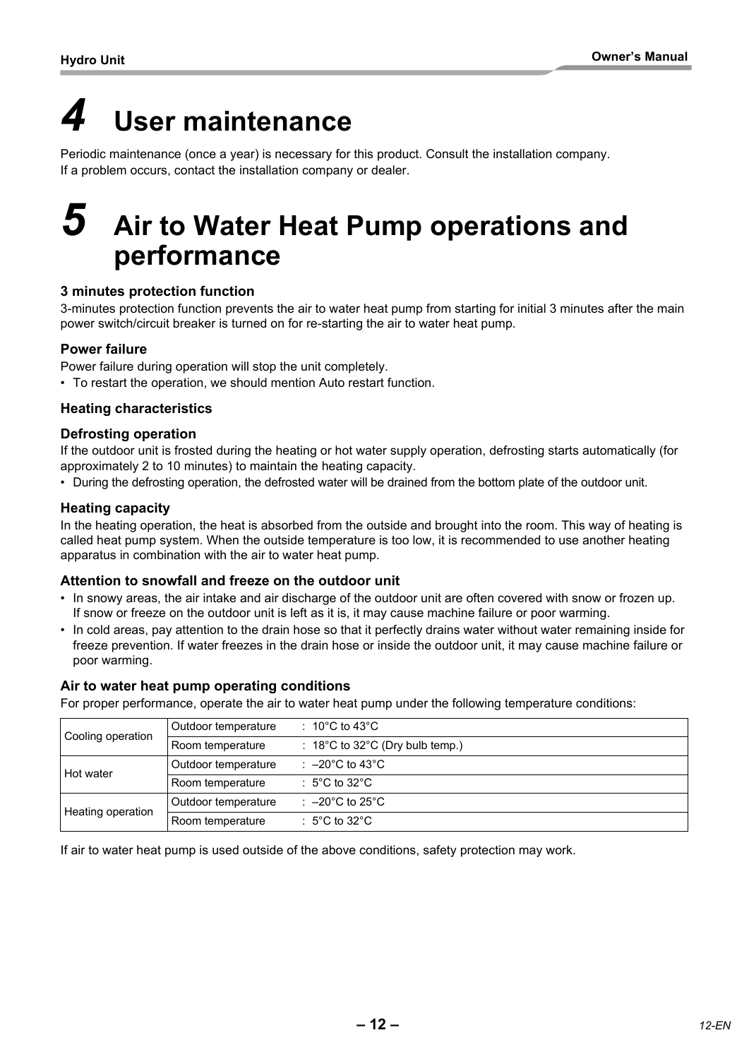# 4 User maintenance

Periodic maintenance (once a year) is necessary for this product. Consult the installation company.
If a problem occurs, contact the installation company or dealer.

# 5 Air to Water Heat Pump operations and performance

### 3 minutes protection function

3-minutes protection function prevents the air to water heat pump from starting for initial 3 minutes after the main power switch/circuit breaker is turned on for re-starting the air to water heat pump.

### Power failure

Power failure during operation will stop the unit completely.

- To restart the operation, we should mention Auto restart function.

### Heating characteristics

### Defrosting operation

If the outdoor unit is frosted during the heating or hot water supply operation, defrosting starts automatically (for approximately 2 to 10 minutes) to maintain the heating capacity.

- During the defrosting operation, the defrosted water will be drained from the bottom plate of the outdoor unit.

### Heating capacity

In the heating operation, the heat is absorbed from the outside and brought into the room. This way of heating is called heat pump system. When the outside temperature is too low, it is recommended to use another heating apparatus in combination with the air to water heat pump.

### Attention to snowfall and freeze on the outdoor unit

- In snowy areas, the air intake and air discharge of the outdoor unit are often covered with snow or frozen up. If snow or freeze on the outdoor unit is left as it is, it may cause machine failure or poor warming.
- In cold areas, pay attention to the drain hose so that it perfectly drains water without water remaining inside for freeze prevention. If water freezes in the drain hose or inside the outdoor unit, it may cause machine failure or poor warming.

### Air to water heat pump operating conditions

For proper performance, operate the air to water heat pump under the following temperature conditions:

| | | |
|---|---|---|
| Cooling operation | Outdoor temperature | : 10°C to 43°C |
| | Room temperature | : 18°C to 32°C (Dry bulb temp.) |
| Hot water | Outdoor temperature | : –20°C to 43°C |
| | Room temperature | : 5°C to 32°C |
| Heating operation | Outdoor temperature | : –20°C to 25°C |
| | Room temperature | : 5°C to 32°C |

If air to water heat pump is used outside of the above conditions, safety protection may work.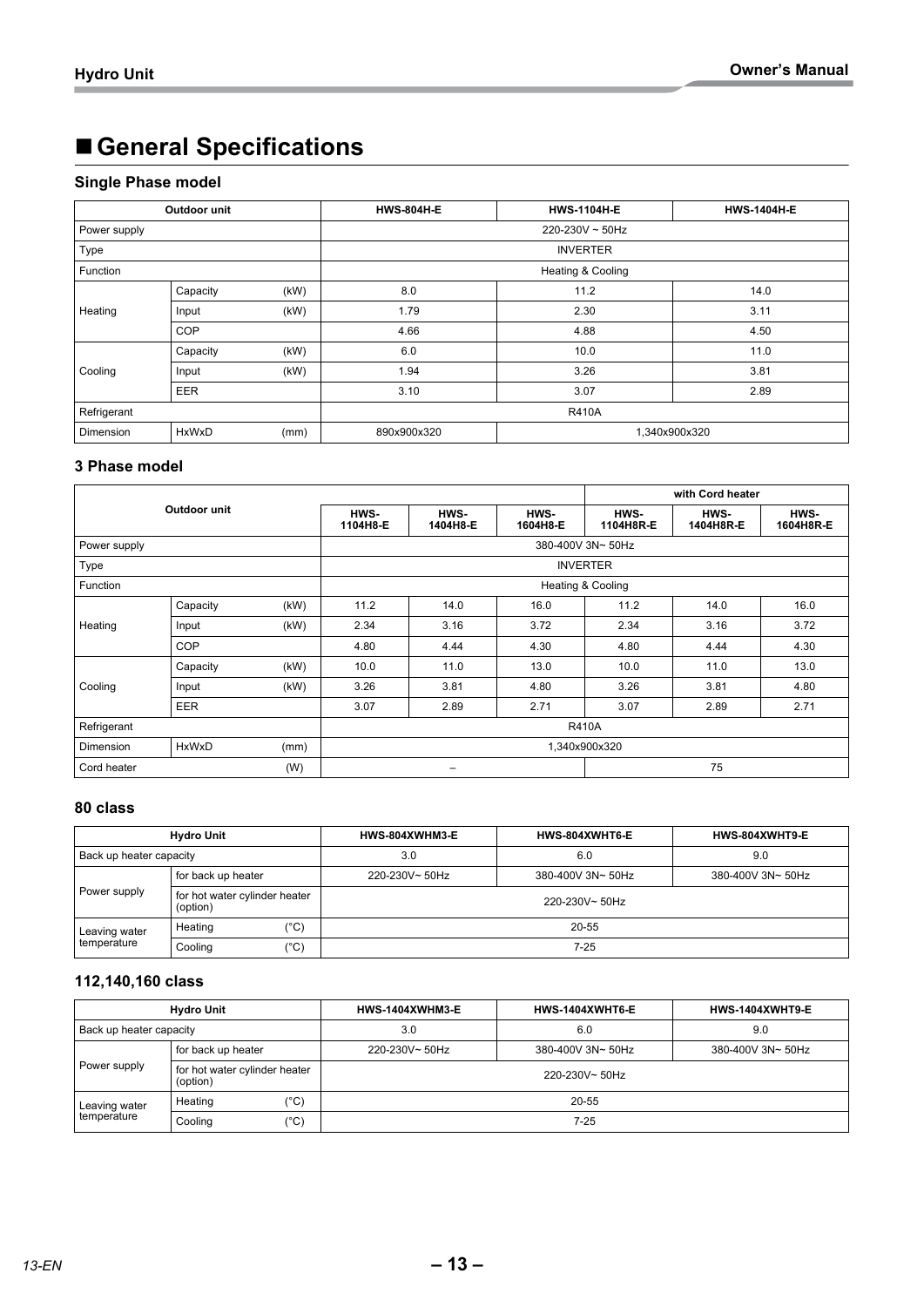## ■ General Specifications

### Single Phase model

| Outdoor unit | | | HWS-804H-E | HWS-1104H-E | HWS-1404H-E |
|---|---|---|---|---|---|
| Power supply | | | 220-230V ~ 50Hz | | |
| Type | | | INVERTER | | |
| Function | | | Heating & Cooling | | |
| Heating | Capacity | (kW) | 8.0 | 11.2 | 14.0 |
| | Input | (kW) | 1.79 | 2.30 | 3.11 |
| | COP | | 4.66 | 4.88 | 4.50 |
| Cooling | Capacity | (kW) | 6.0 | 10.0 | 11.0 |
| | Input | (kW) | 1.94 | 3.26 | 3.81 |
| | EER | | 3.10 | 3.07 | 2.89 |
| Refrigerant | | | R410A | | |
| Dimension | HxWxD | (mm) | 890x900x320 | 1,340x900x320 | |

### 3 Phase model

| Outdoor unit | | | | | | with Cord heater | | |
|---|---|---|---|---|---|---|---|---|
| | | | HWS-1104H8-E | HWS-1404H8-E | HWS-1604H8-E | HWS-1104H8R-E | HWS-1404H8R-E | HWS-1604H8R-E |
| Power supply | | | 380-400V 3N~ 50Hz | | | | | |
| Type | | | INVERTER | | | | | |
| Function | | | Heating & Cooling | | | | | |
| Heating | Capacity | (kW) | 11.2 | 14.0 | 16.0 | 11.2 | 14.0 | 16.0 |
| | Input | (kW) | 2.34 | 3.16 | 3.72 | 2.34 | 3.16 | 3.72 |
| | COP | | 4.80 | 4.44 | 4.30 | 4.80 | 4.44 | 4.30 |
| Cooling | Capacity | (kW) | 10.0 | 11.0 | 13.0 | 10.0 | 11.0 | 13.0 |
| | Input | (kW) | 3.26 | 3.81 | 4.80 | 3.26 | 3.81 | 4.80 |
| | EER | | 3.07 | 2.89 | 2.71 | 3.07 | 2.89 | 2.71 |
| Refrigerant | | | R410A | | | | | |
| Dimension | HxWxD | (mm) | 1,340x900x320 | | | | | |
| Cord heater | | (W) | – | | | 75 | | |

### 80 class

| Hydro Unit | | | HWS-804XWHM3-E | HWS-804XWHT6-E | HWS-804XWHT9-E |
|---|---|---|---|---|---|
| Back up heater capacity | | | 3.0 | 6.0 | 9.0 |
| Power supply | for back up heater | | 220-230V~ 50Hz | 380-400V 3N~ 50Hz | 380-400V 3N~ 50Hz |
| | for hot water cylinder heater (option) | | 220-230V~ 50Hz | | |
| Leaving water temperature | Heating | (°C) | 20-55 | | |
| | Cooling | (°C) | 7-25 | | |

### 112,140,160 class

| Hydro Unit | | | HWS-1404XWHM3-E | HWS-1404XWHT6-E | HWS-1404XWHT9-E |
|---|---|---|---|---|---|
| Back up heater capacity | | | 3.0 | 6.0 | 9.0 |
| Power supply | for back up heater | | 220-230V~ 50Hz | 380-400V 3N~ 50Hz | 380-400V 3N~ 50Hz |
| | for hot water cylinder heater (option) | | 220-230V~ 50Hz | | |
| Leaving water temperature | Heating | (°C) | 20-55 | | |
| | Cooling | (°C) | 7-25 | | |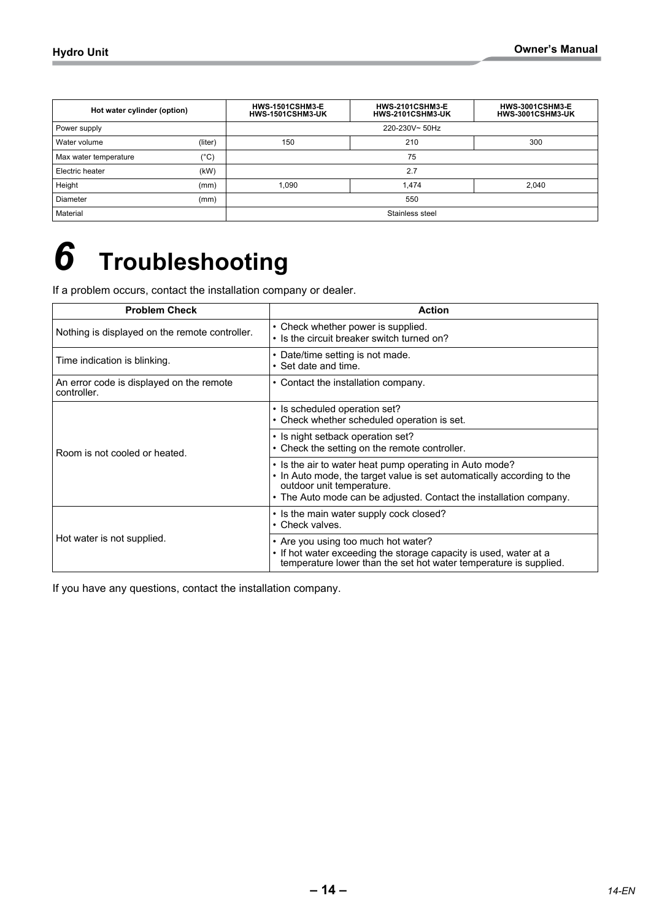| Hot water cylinder (option) | | HWS-1501CSHM3-E<br>HWS-1501CSHM3-UK | HWS-2101CSHM3-E<br>HWS-2101CSHM3-UK | HWS-3001CSHM3-E<br>HWS-3001CSHM3-UK |
|---|---|---|---|---|
| Power supply | | 220-230V~ 50Hz | | |
| Water volume | (liter) | 150 | 210 | 300 |
| Max water temperature | (°C) | 75 | | |
| Electric heater | (kW) | 2.7 | | |
| Height | (mm) | 1,090 | 1,474 | 2,040 |
| Diameter | (mm) | 550 | | |
| Material | | Stainless steel | | |

# 6 Troubleshooting

If a problem occurs, contact the installation company or dealer.

| Problem Check | Action |
|---|---|
| Nothing is displayed on the remote controller. | • Check whether power is supplied.<br>• Is the circuit breaker switch turned on? |
| Time indication is blinking. | • Date/time setting is not made.<br>• Set date and time. |
| An error code is displayed on the remote controller. | • Contact the installation company. |
| Room is not cooled or heated. | • Is scheduled operation set?<br>• Check whether scheduled operation is set. |
| | • Is night setback operation set?<br>• Check the setting on the remote controller. |
| | • Is the air to water heat pump operating in Auto mode?<br>• In Auto mode, the target value is set automatically according to the outdoor unit temperature.<br>• The Auto mode can be adjusted. Contact the installation company. |
| Hot water is not supplied. | • Is the main water supply cock closed?<br>• Check valves. |
| | • Are you using too much hot water?<br>• If hot water exceeding the storage capacity is used, water at a temperature lower than the set hot water temperature is supplied. |

If you have any questions, contact the installation company.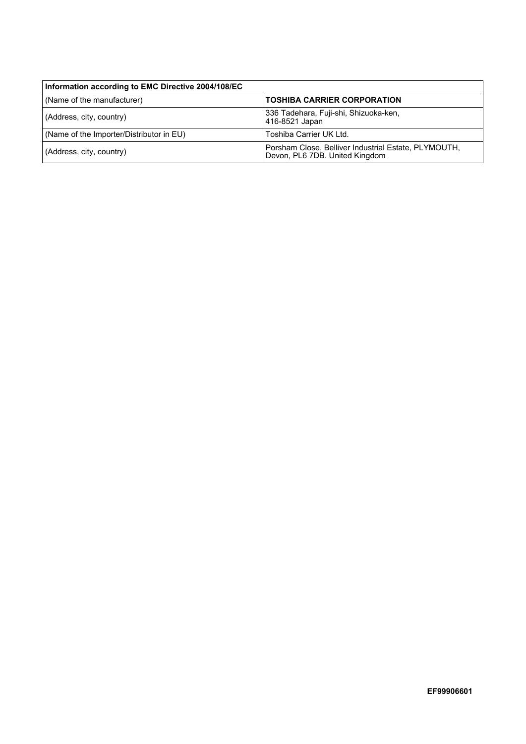| Information according to EMC Directive 2004/108/EC | |
| --- | --- |
| (Name of the manufacturer) | **TOSHIBA CARRIER CORPORATION** |
| (Address, city, country) | 336 Tadehara, Fuji-shi, Shizuoka-ken, 416-8521 Japan |
| (Name of the Importer/Distributor in EU) | Toshiba Carrier UK Ltd. |
| (Address, city, country) | Porsham Close, Belliver Industrial Estate, PLYMOUTH, Devon, PL6 7DB. United Kingdom |

**EF99906601**